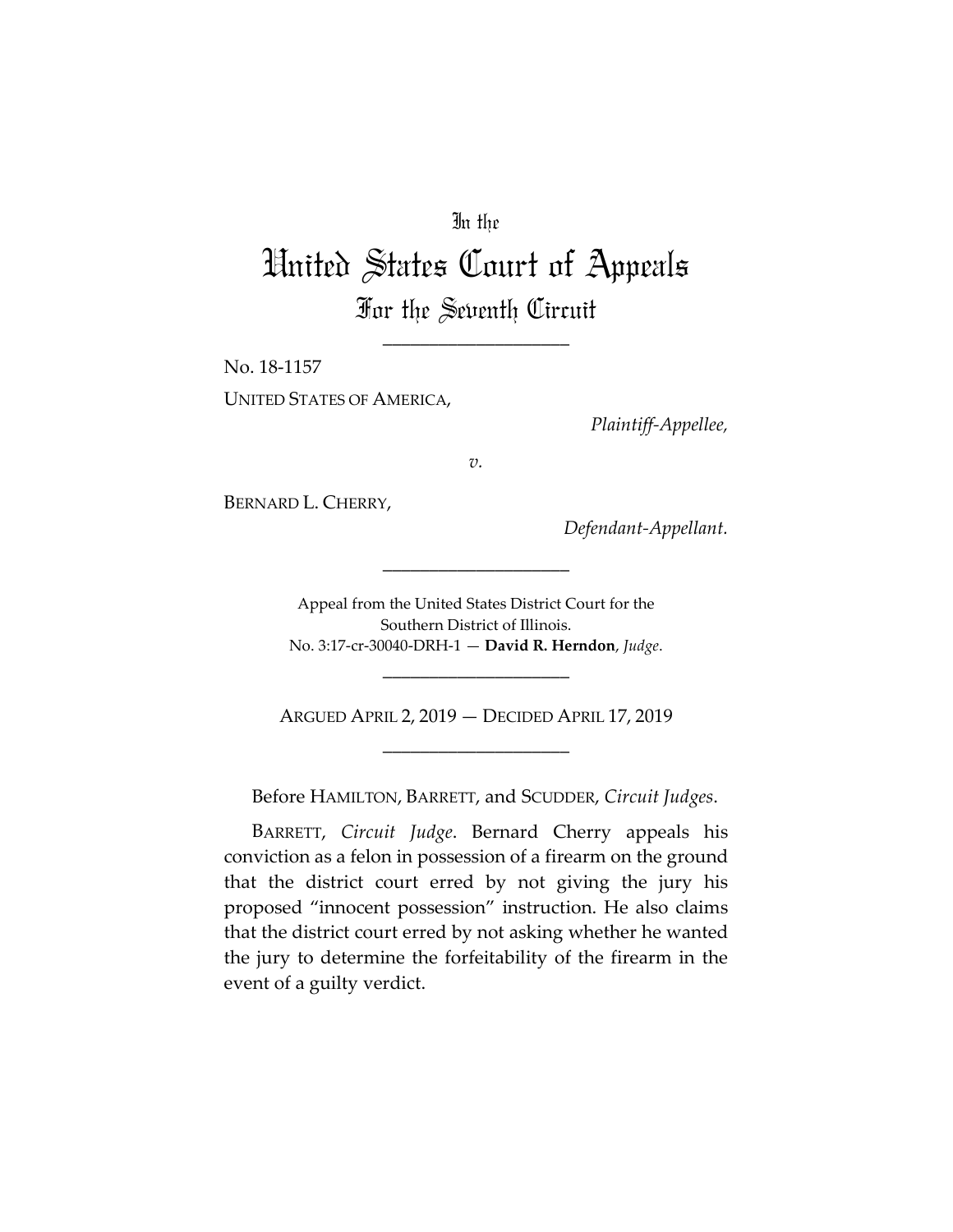In the

# United States Court of Appeals

## For the Seventh Circuit

____________________

No. 18-1157

UNITED STATES OF AMERICA,

*Plaintiff-Appellee,*

*v.*

BERNARD L. CHERRY,

*Defendant-Appellant.*

____________________

Appeal from the United States District Court for the Southern District of Illinois.
No. 3:17-cr-30040-DRH-1 — **David R. Herndon**, *Judge*.

____________________

ARGUED APRIL 2, 2019 — DECIDED APRIL 17, 2019

____________________

Before HAMILTON, BARRETT, and SCUDDER, *Circuit Judges*.

BARRETT, *Circuit Judge*. Bernard Cherry appeals his conviction as a felon in possession of a firearm on the ground that the district court erred by not giving the jury his proposed "innocent possession" instruction. He also claims that the district court erred by not asking whether he wanted the jury to determine the forfeitability of the firearm in the event of a guilty verdict.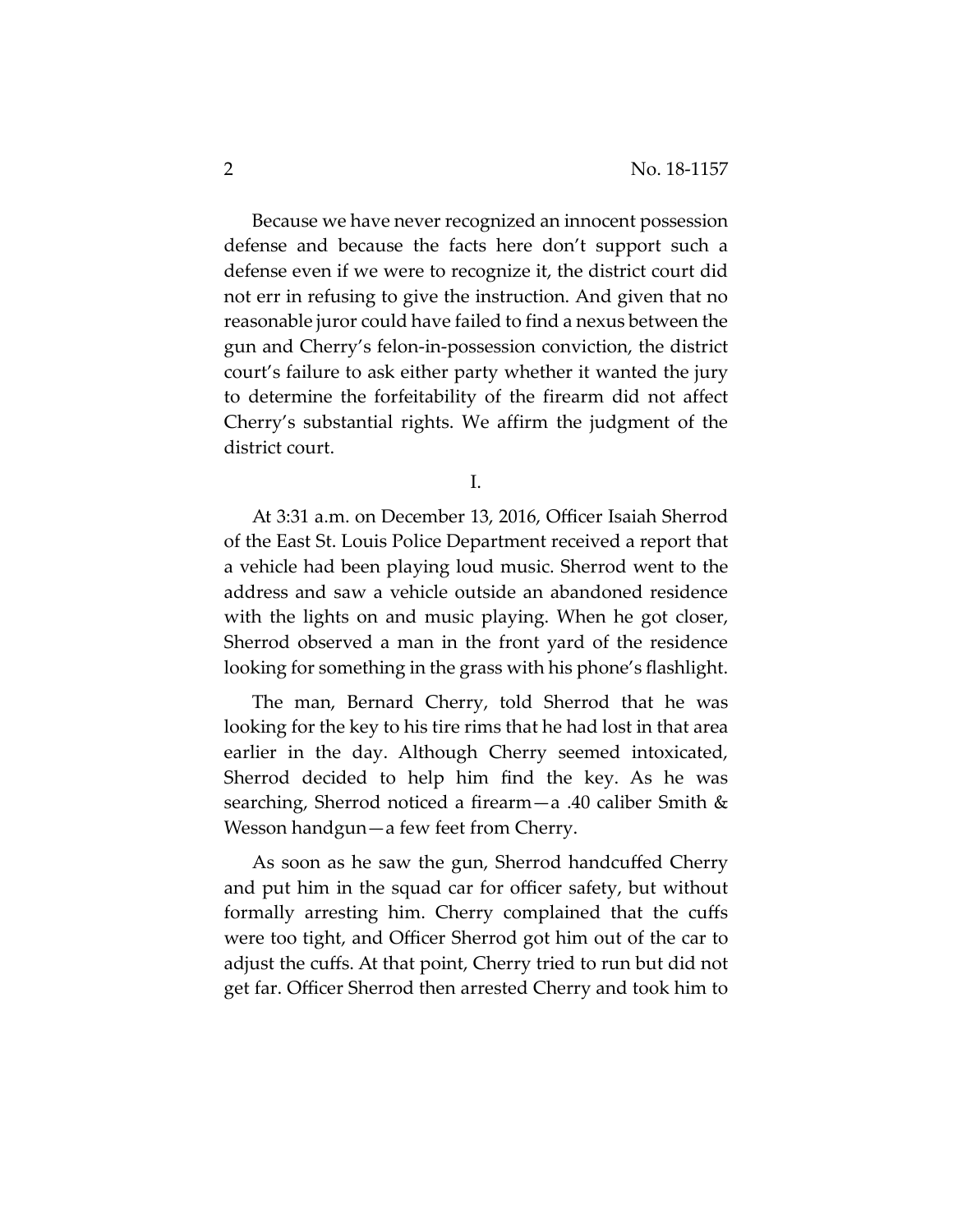Because we have never recognized an innocent possession defense and because the facts here don't support such a defense even if we were to recognize it, the district court did not err in refusing to give the instruction. And given that no reasonable juror could have failed to find a nexus between the gun and Cherry's felon-in-possession conviction, the district court's failure to ask either party whether it wanted the jury to determine the forfeitability of the firearm did not affect Cherry's substantial rights. We affirm the judgment of the district court.

## I.

At 3:31 a.m. on December 13, 2016, Officer Isaiah Sherrod of the East St. Louis Police Department received a report that a vehicle had been playing loud music. Sherrod went to the address and saw a vehicle outside an abandoned residence with the lights on and music playing. When he got closer, Sherrod observed a man in the front yard of the residence looking for something in the grass with his phone's flashlight.

The man, Bernard Cherry, told Sherrod that he was looking for the key to his tire rims that he had lost in that area earlier in the day. Although Cherry seemed intoxicated, Sherrod decided to help him find the key. As he was searching, Sherrod noticed a firearm—a .40 caliber Smith & Wesson handgun—a few feet from Cherry.

As soon as he saw the gun, Sherrod handcuffed Cherry and put him in the squad car for officer safety, but without formally arresting him. Cherry complained that the cuffs were too tight, and Officer Sherrod got him out of the car to adjust the cuffs. At that point, Cherry tried to run but did not get far. Officer Sherrod then arrested Cherry and took him to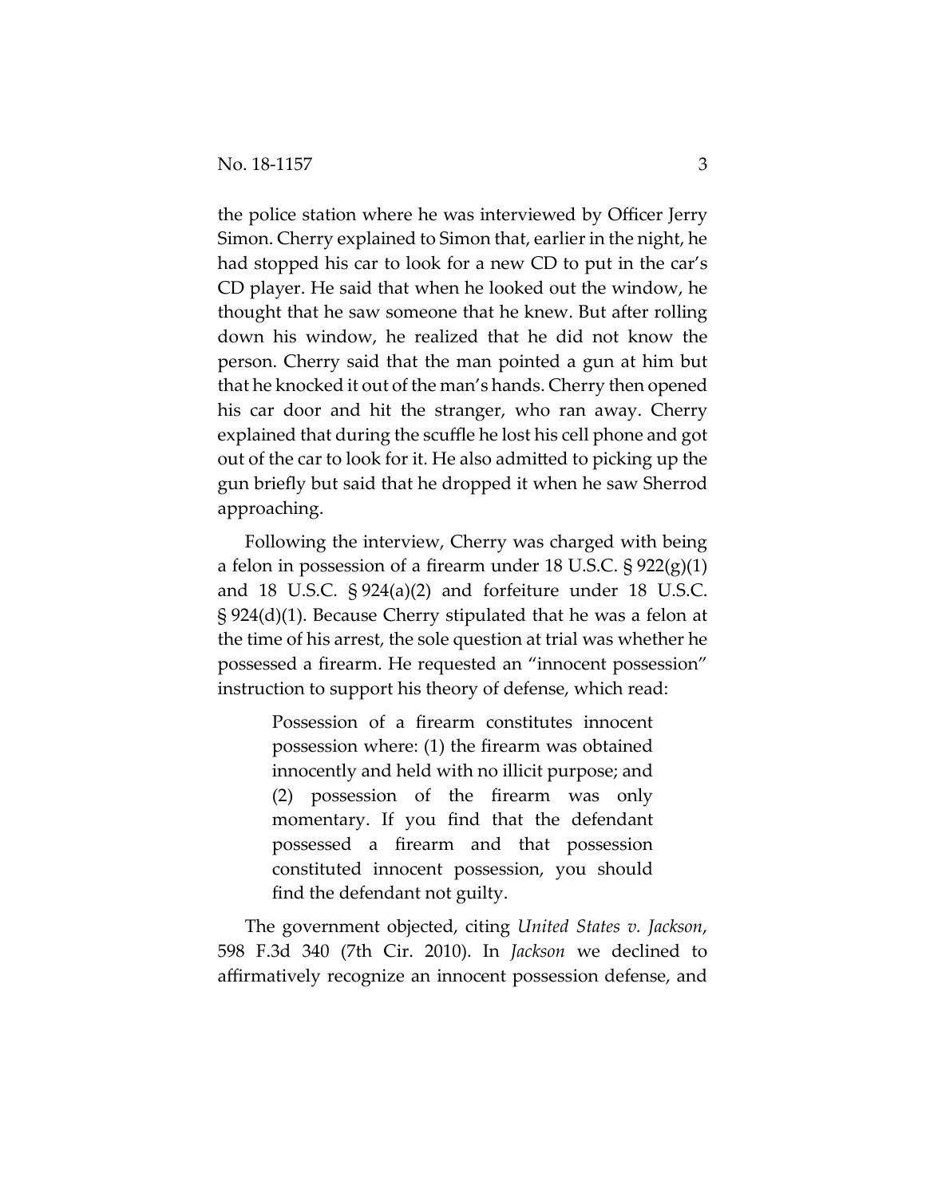the police station where he was interviewed by Officer Jerry Simon. Cherry explained to Simon that, earlier in the night, he had stopped his car to look for a new CD to put in the car's CD player. He said that when he looked out the window, he thought that he saw someone that he knew. But after rolling down his window, he realized that he did not know the person. Cherry said that the man pointed a gun at him but that he knocked it out of the man's hands. Cherry then opened his car door and hit the stranger, who ran away. Cherry explained that during the scuffle he lost his cell phone and got out of the car to look for it. He also admitted to picking up the gun briefly but said that he dropped it when he saw Sherrod approaching.

Following the interview, Cherry was charged with being a felon in possession of a firearm under 18 U.S.C. § 922(g)(1) and 18 U.S.C. § 924(a)(2) and forfeiture under 18 U.S.C. § 924(d)(1). Because Cherry stipulated that he was a felon at the time of his arrest, the sole question at trial was whether he possessed a firearm. He requested an "innocent possession" instruction to support his theory of defense, which read:

> Possession of a firearm constitutes innocent possession where: (1) the firearm was obtained innocently and held with no illicit purpose; and (2) possession of the firearm was only momentary. If you find that the defendant possessed a firearm and that possession constituted innocent possession, you should find the defendant not guilty.

The government objected, citing *United States v. Jackson*, 598 F.3d 340 (7th Cir. 2010). In *Jackson* we declined to affirmatively recognize an innocent possession defense, and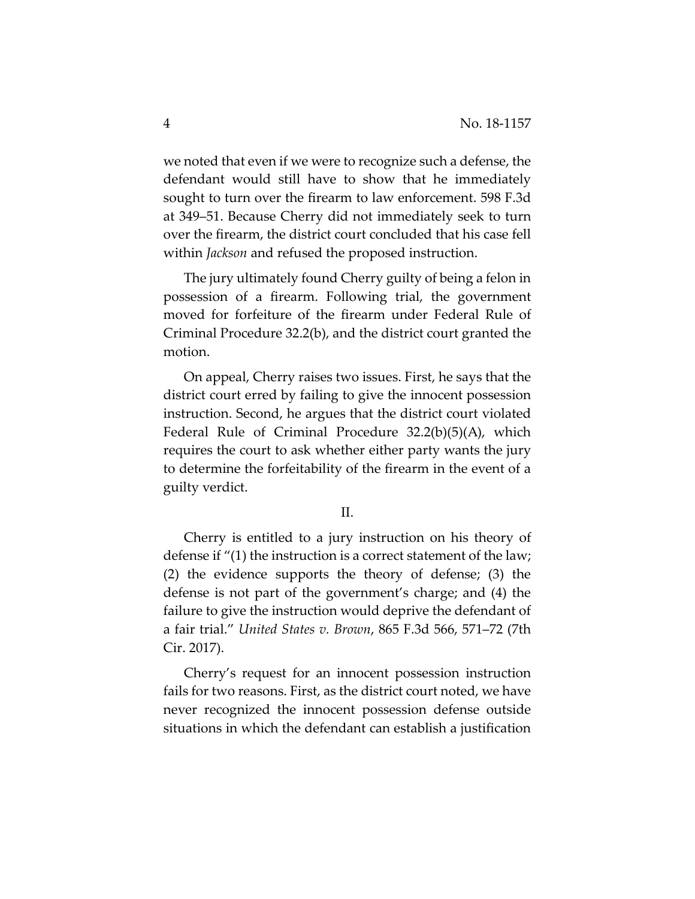we noted that even if we were to recognize such a defense, the defendant would still have to show that he immediately sought to turn over the firearm to law enforcement. 598 F.3d at 349–51. Because Cherry did not immediately seek to turn over the firearm, the district court concluded that his case fell within *Jackson* and refused the proposed instruction.

The jury ultimately found Cherry guilty of being a felon in possession of a firearm. Following trial, the government moved for forfeiture of the firearm under Federal Rule of Criminal Procedure 32.2(b), and the district court granted the motion.

On appeal, Cherry raises two issues. First, he says that the district court erred by failing to give the innocent possession instruction. Second, he argues that the district court violated Federal Rule of Criminal Procedure 32.2(b)(5)(A), which requires the court to ask whether either party wants the jury to determine the forfeitability of the firearm in the event of a guilty verdict.

## II.

Cherry is entitled to a jury instruction on his theory of defense if "(1) the instruction is a correct statement of the law; (2) the evidence supports the theory of defense; (3) the defense is not part of the government's charge; and (4) the failure to give the instruction would deprive the defendant of a fair trial." *United States v. Brown*, 865 F.3d 566, 571–72 (7th Cir. 2017).

Cherry's request for an innocent possession instruction fails for two reasons. First, as the district court noted, we have never recognized the innocent possession defense outside situations in which the defendant can establish a justification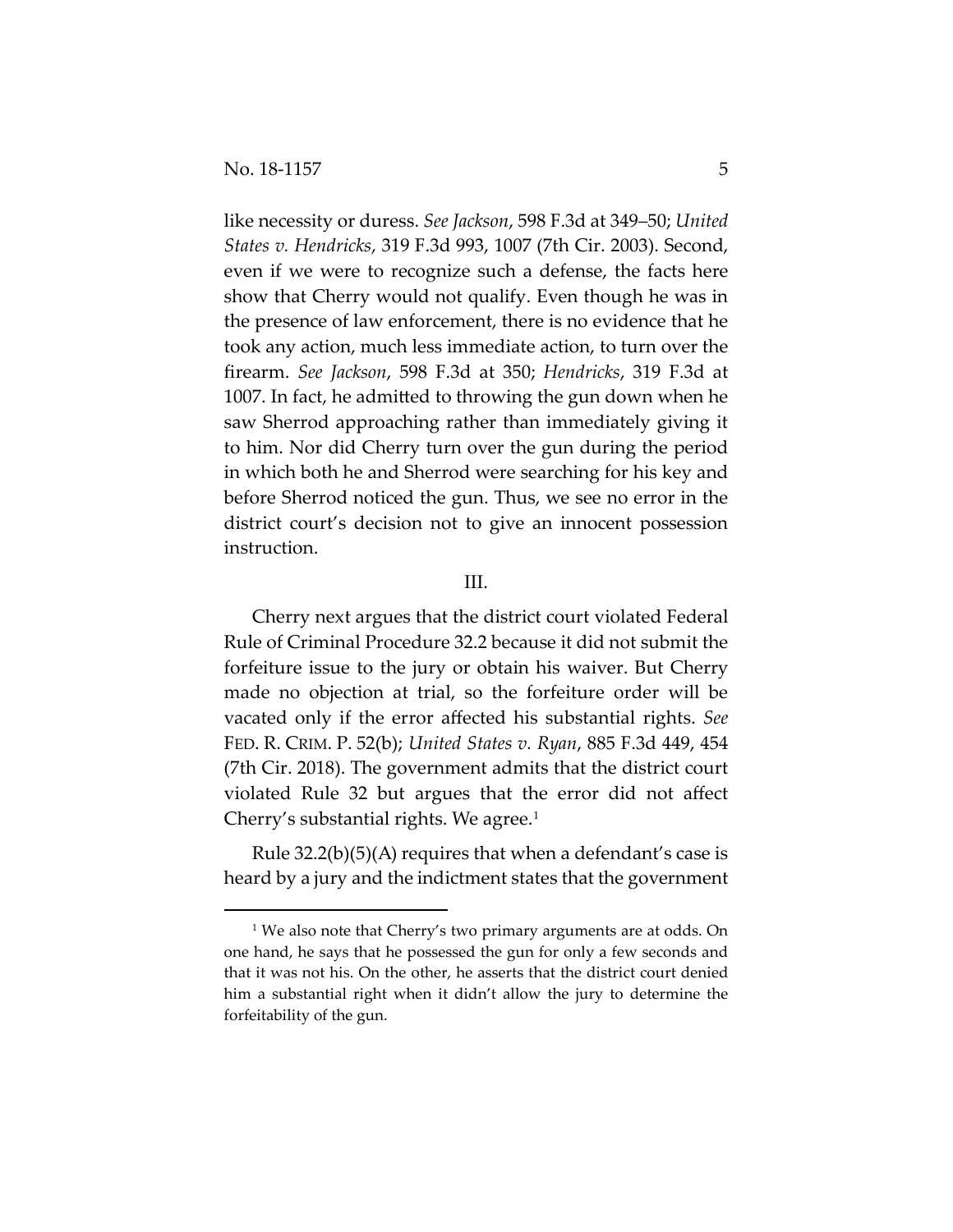like necessity or duress. *See Jackson*, 598 F.3d at 349–50; *United States v. Hendricks*, 319 F.3d 993, 1007 (7th Cir. 2003). Second, even if we were to recognize such a defense, the facts here show that Cherry would not qualify. Even though he was in the presence of law enforcement, there is no evidence that he took any action, much less immediate action, to turn over the firearm. *See Jackson*, 598 F.3d at 350; *Hendricks*, 319 F.3d at 1007. In fact, he admitted to throwing the gun down when he saw Sherrod approaching rather than immediately giving it to him. Nor did Cherry turn over the gun during the period in which both he and Sherrod were searching for his key and before Sherrod noticed the gun. Thus, we see no error in the district court's decision not to give an innocent possession instruction.

## III.

Cherry next argues that the district court violated Federal Rule of Criminal Procedure 32.2 because it did not submit the forfeiture issue to the jury or obtain his waiver. But Cherry made no objection at trial, so the forfeiture order will be vacated only if the error affected his substantial rights. *See* FED. R. CRIM. P. 52(b); *United States v. Ryan*, 885 F.3d 449, 454 (7th Cir. 2018). The government admits that the district court violated Rule 32 but argues that the error did not affect Cherry's substantial rights. We agree.[1]

Rule 32.2(b)(5)(A) requires that when a defendant's case is heard by a jury and the indictment states that the government

[1] We also note that Cherry's two primary arguments are at odds. On one hand, he says that he possessed the gun for only a few seconds and that it was not his. On the other, he asserts that the district court denied him a substantial right when it didn't allow the jury to determine the forfeitability of the gun.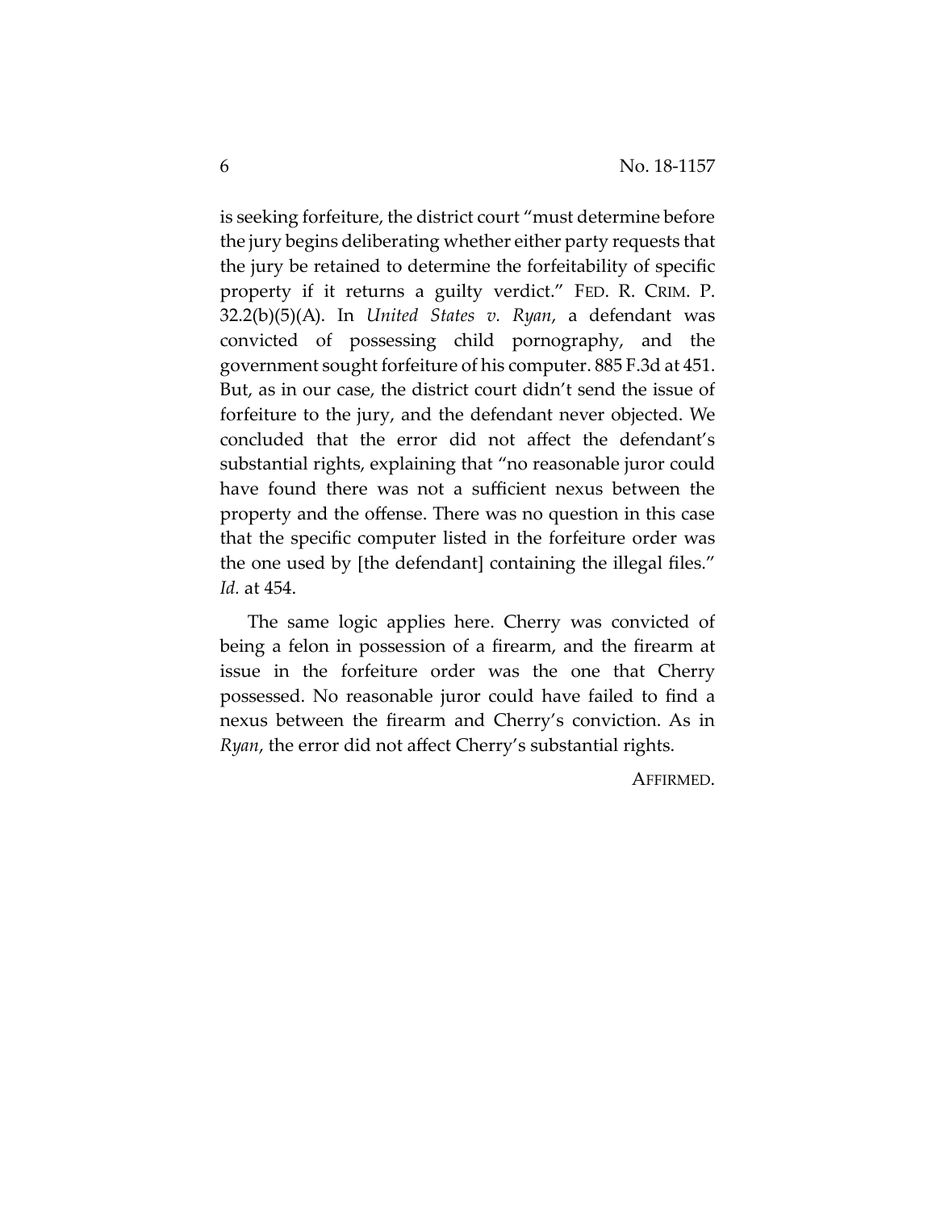is seeking forfeiture, the district court "must determine before the jury begins deliberating whether either party requests that the jury be retained to determine the forfeitability of specific property if it returns a guilty verdict." FED. R. CRIM. P. 32.2(b)(5)(A). In *United States v. Ryan*, a defendant was convicted of possessing child pornography, and the government sought forfeiture of his computer. 885 F.3d at 451. But, as in our case, the district court didn't send the issue of forfeiture to the jury, and the defendant never objected. We concluded that the error did not affect the defendant's substantial rights, explaining that "no reasonable juror could have found there was not a sufficient nexus between the property and the offense. There was no question in this case that the specific computer listed in the forfeiture order was the one used by [the defendant] containing the illegal files." *Id.* at 454.

The same logic applies here. Cherry was convicted of being a felon in possession of a firearm, and the firearm at issue in the forfeiture order was the one that Cherry possessed. No reasonable juror could have failed to find a nexus between the firearm and Cherry's conviction. As in *Ryan*, the error did not affect Cherry's substantial rights.

AFFIRMED.